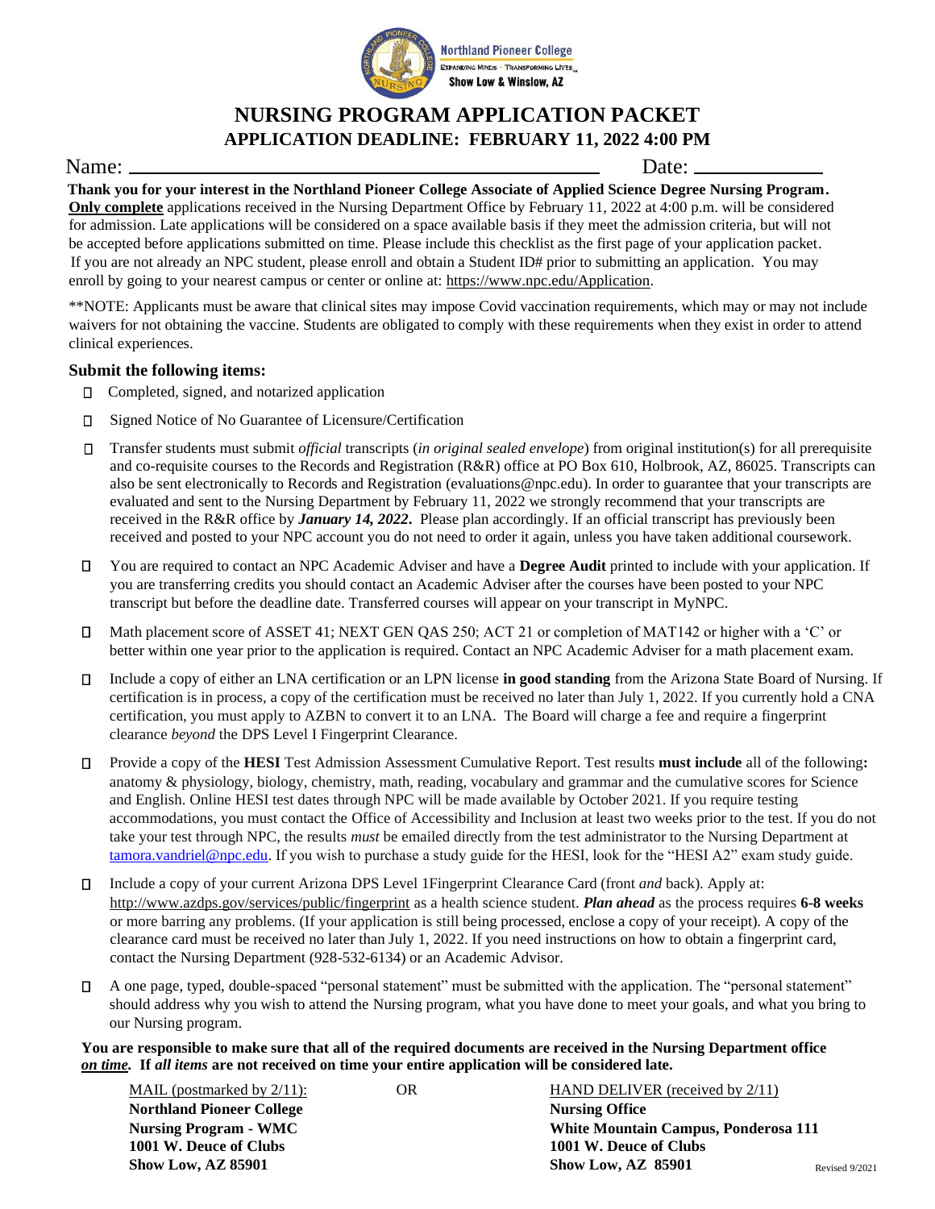Northland Pioneer College
EXPANDING MINDS · TRANSFORMING LIVES
Show Low & Winslow, AZ

# NURSING PROGRAM APPLICATION PACKET

## APPLICATION DEADLINE: FEBRUARY 11, 2022 4:00 PM

Name: ______________________________ Date: ______________

**Thank you for your interest in the Northland Pioneer College Associate of Applied Science Degree Nursing Program.** **Only complete** applications received in the Nursing Department Office by February 11, 2022 at 4:00 p.m. will be considered for admission. Late applications will be considered on a space available basis if they meet the admission criteria, but will not be accepted before applications submitted on time. Please include this checklist as the first page of your application packet. If you are not already an NPC student, please enroll and obtain a Student ID# prior to submitting an application. You may enroll by going to your nearest campus or center or online at: https://www.npc.edu/Application.

**NOTE: Applicants must be aware that clinical sites may impose Covid vaccination requirements, which may or may not include waivers for not obtaining the vaccine. Students are obligated to comply with these requirements when they exist in order to attend clinical experiences.

### Submit the following items:

- ☐ Completed, signed, and notarized application
- ☐ Signed Notice of No Guarantee of Licensure/Certification
- ☐ Transfer students must submit *official* transcripts (*in original sealed envelope*) from original institution(s) for all prerequisite and co-requisite courses to the Records and Registration (R&R) office at PO Box 610, Holbrook, AZ, 86025. Transcripts can also be sent electronically to Records and Registration (evaluations@npc.edu). In order to guarantee that your transcripts are evaluated and sent to the Nursing Department by February 11, 2022 we strongly recommend that your transcripts are received in the R&R office by ***January 14, 2022*****.** Please plan accordingly. If an official transcript has previously been received and posted to your NPC account you do not need to order it again, unless you have taken additional coursework.
- ☐ You are required to contact an NPC Academic Adviser and have a **Degree Audit** printed to include with your application. If you are transferring credits you should contact an Academic Adviser after the courses have been posted to your NPC transcript but before the deadline date. Transferred courses will appear on your transcript in MyNPC.
- ☐ Math placement score of ASSET 41; NEXT GEN QAS 250; ACT 21 or completion of MAT142 or higher with a 'C' or better within one year prior to the application is required. Contact an NPC Academic Adviser for a math placement exam.
- ☐ Include a copy of either an LNA certification or an LPN license **in good standing** from the Arizona State Board of Nursing. If certification is in process, a copy of the certification must be received no later than July 1, 2022. If you currently hold a CNA certification, you must apply to AZBN to convert it to an LNA. The Board will charge a fee and require a fingerprint clearance *beyond* the DPS Level I Fingerprint Clearance.
- ☐ Provide a copy of the **HESI** Test Admission Assessment Cumulative Report. Test results **must include** all of the following**:** anatomy & physiology, biology, chemistry, math, reading, vocabulary and grammar and the cumulative scores for Science and English. Online HESI test dates through NPC will be made available by October 2021. If you require testing accommodations, you must contact the Office of Accessibility and Inclusion at least two weeks prior to the test. If you do not take your test through NPC, the results *must* be emailed directly from the test administrator to the Nursing Department at tamora.vandriel@npc.edu. If you wish to purchase a study guide for the HESI, look for the "HESI A2" exam study guide.
- ☐ Include a copy of your current Arizona DPS Level 1Fingerprint Clearance Card (front *and* back). Apply at: http://www.azdps.gov/services/public/fingerprint as a health science student. ***Plan ahead*** as the process requires **6-8 weeks** or more barring any problems. (If your application is still being processed, enclose a copy of your receipt). A copy of the clearance card must be received no later than July 1, 2022. If you need instructions on how to obtain a fingerprint card, contact the Nursing Department (928-532-6134) or an Academic Advisor.
- ☐ A one page, typed, double-spaced "personal statement" must be submitted with the application. The "personal statement" should address why you wish to attend the Nursing program, what you have done to meet your goals, and what you bring to our Nursing program.

**You are responsible to make sure that all of the required documents are received in the Nursing Department office *on time*. If *all items* are not received on time your entire application will be considered late.**

| MAIL (postmarked by 2/11): | OR | HAND DELIVER (received by 2/11) |
|---|---|---|
| **Northland Pioneer College** | | **Nursing Office** |
| **Nursing Program - WMC** | | **White Mountain Campus, Ponderosa 111** |
| **1001 W. Deuce of Clubs** | | **1001 W. Deuce of Clubs** |
| **Show Low, AZ 85901** | | **Show Low, AZ 85901** |

Revised 9/2021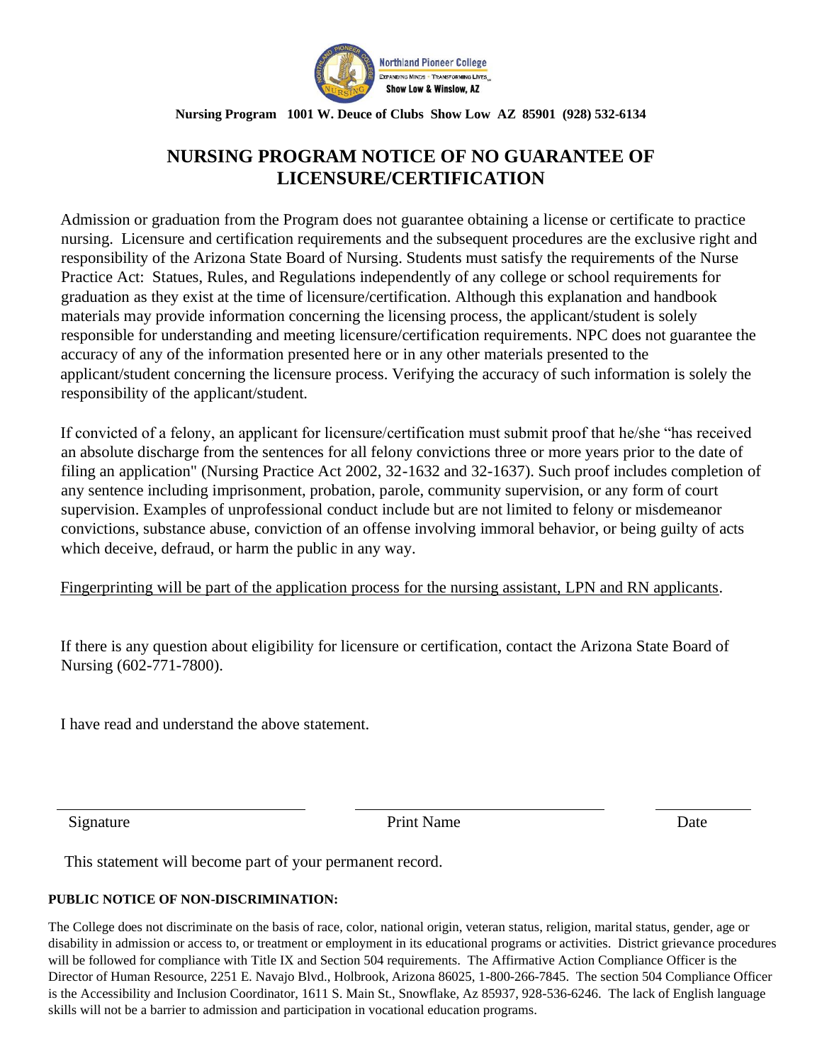Northland Pioneer College
EXPANDING MINDS · TRANSFORMING LIVES
Show Low & Winslow, AZ

**Nursing Program 1001 W. Deuce of Clubs Show Low AZ 85901 (928) 532-6134**

# NURSING PROGRAM NOTICE OF NO GUARANTEE OF LICENSURE/CERTIFICATION

Admission or graduation from the Program does not guarantee obtaining a license or certificate to practice nursing. Licensure and certification requirements and the subsequent procedures are the exclusive right and responsibility of the Arizona State Board of Nursing. Students must satisfy the requirements of the Nurse Practice Act: Statues, Rules, and Regulations independently of any college or school requirements for graduation as they exist at the time of licensure/certification. Although this explanation and handbook materials may provide information concerning the licensing process, the applicant/student is solely responsible for understanding and meeting licensure/certification requirements. NPC does not guarantee the accuracy of any of the information presented here or in any other materials presented to the applicant/student concerning the licensure process. Verifying the accuracy of such information is solely the responsibility of the applicant/student.

If convicted of a felony, an applicant for licensure/certification must submit proof that he/she "has received an absolute discharge from the sentences for all felony convictions three or more years prior to the date of filing an application" (Nursing Practice Act 2002, 32-1632 and 32-1637). Such proof includes completion of any sentence including imprisonment, probation, parole, community supervision, or any form of court supervision. Examples of unprofessional conduct include but are not limited to felony or misdemeanor convictions, substance abuse, conviction of an offense involving immoral behavior, or being guilty of acts which deceive, defraud, or harm the public in any way.

<u>Fingerprinting will be part of the application process for the nursing assistant, LPN and RN applicants</u>.

If there is any question about eligibility for licensure or certification, contact the Arizona State Board of Nursing (602-771-7800).

I have read and understand the above statement.

| Signature | Print Name | Date |
|---|---|---|
| | | |

This statement will become part of your permanent record.

**PUBLIC NOTICE OF NON-DISCRIMINATION:**

The College does not discriminate on the basis of race, color, national origin, veteran status, religion, marital status, gender, age or disability in admission or access to, or treatment or employment in its educational programs or activities. District grievance procedures will be followed for compliance with Title IX and Section 504 requirements. The Affirmative Action Compliance Officer is the Director of Human Resource, 2251 E. Navajo Blvd., Holbrook, Arizona 86025, 1-800-266-7845. The section 504 Compliance Officer is the Accessibility and Inclusion Coordinator, 1611 S. Main St., Snowflake, Az 85937, 928-536-6246. The lack of English language skills will not be a barrier to admission and participation in vocational education programs.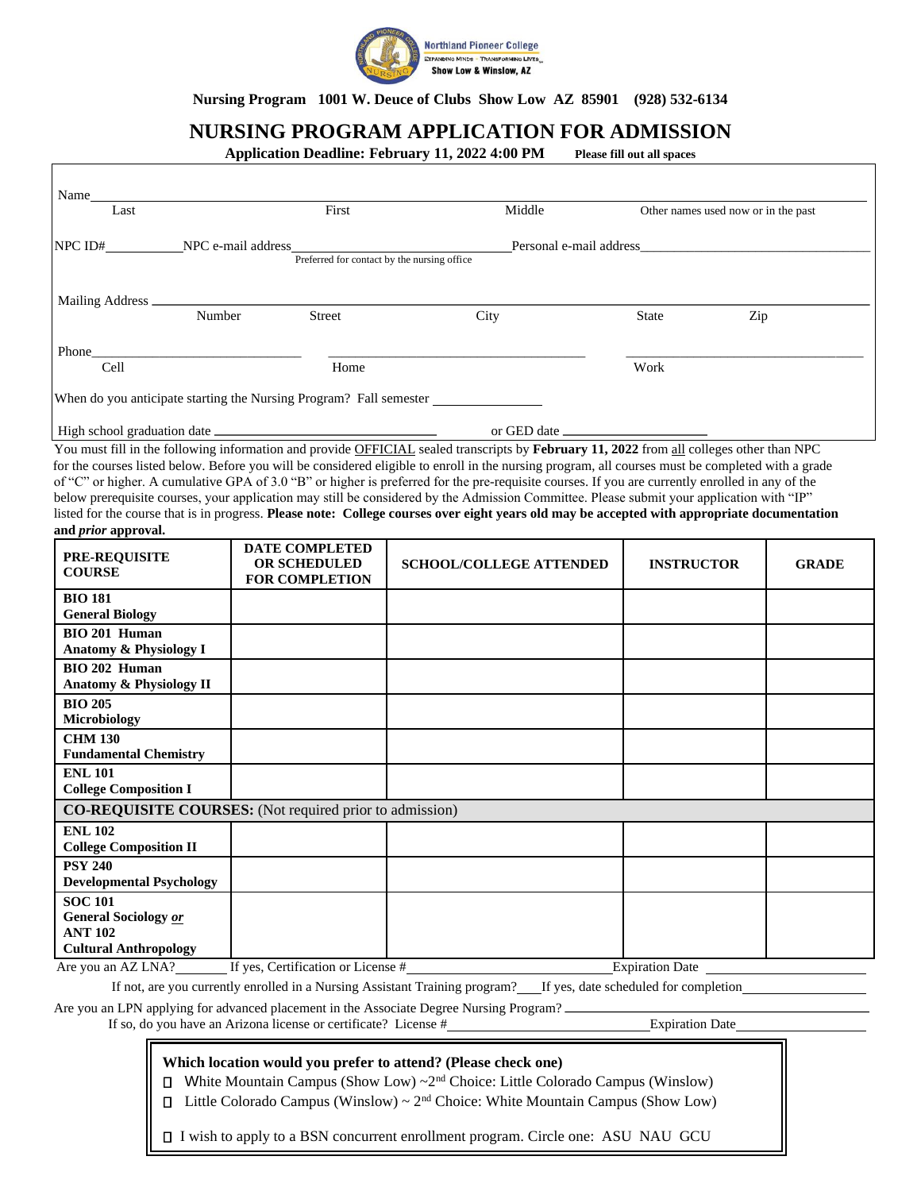Northland Pioneer College
EXPANDING MINDS · TRANSFORMING LIVES
Show Low & Winslow, AZ

**Nursing Program 1001 W. Deuce of Clubs Show Low AZ 85901 (928) 532-6134**

# NURSING PROGRAM APPLICATION FOR ADMISSION

**Application Deadline: February 11, 2022 4:00 PM** **Please fill out all spaces**

Name\_\_\_\_\_\_\_\_\_\_\_\_\_\_\_\_\_\_\_\_\_\_\_\_\_\_\_\_\_\_\_\_\_\_\_\_\_\_\_\_\_\_\_\_\_\_\_\_\_\_\_\_\_\_\_\_\_\_\_\_
Last First Middle Other names used now or in the past

NPC ID#\_\_\_\_\_\_\_\_\_\_NPC e-mail address\_\_\_\_\_\_\_\_\_\_\_\_\_\_\_\_\_\_\_\_Personal e-mail address\_\_\_\_\_\_\_\_\_\_\_\_\_\_\_\_\_\_\_\_
Preferred for contact by the nursing office

Mailing Address \_\_\_\_\_\_\_\_\_\_\_\_\_\_\_\_\_\_\_\_\_\_\_\_\_\_\_\_\_\_\_\_\_\_\_\_\_\_\_\_\_\_\_\_\_\_\_\_\_\_\_\_\_\_\_\_\_\_\_\_
Number Street City State Zip

Phone\_\_\_\_\_\_\_\_\_\_\_\_\_\_\_\_\_\_\_\_ \_\_\_\_\_\_\_\_\_\_\_\_\_\_\_\_\_\_\_\_\_\_\_\_ \_\_\_\_\_\_\_\_\_\_\_\_\_\_\_\_\_\_\_\_\_\_\_\_
Cell Home Work

When do you anticipate starting the Nursing Program? Fall semester \_\_\_\_\_\_\_\_\_\_\_\_

High school graduation date \_\_\_\_\_\_\_\_\_\_\_\_\_\_\_\_\_\_\_\_ or GED date \_\_\_\_\_\_\_\_\_\_\_\_\_\_\_\_

You must fill in the following information and provide OFFICIAL sealed transcripts by **February 11, 2022** from all colleges other than NPC for the courses listed below. Before you will be considered eligible to enroll in the nursing program, all courses must be completed with a grade of "C" or higher. A cumulative GPA of 3.0 "B" or higher is preferred for the pre-requisite courses. If you are currently enrolled in any of the below prerequisite courses, your application may still be considered by the Admission Committee. Please submit your application with "IP" listed for the course that is in progress. **Please note: College courses over eight years old may be accepted with appropriate documentation and *prior* approval.**

| PRE-REQUISITE COURSE | DATE COMPLETED OR SCHEDULED FOR COMPLETION | SCHOOL/COLLEGE ATTENDED | INSTRUCTOR | GRADE |
|---|---|---|---|---|
| **BIO 181 General Biology** | | | | |
| **BIO 201 Human Anatomy & Physiology I** | | | | |
| **BIO 202 Human Anatomy & Physiology II** | | | | |
| **BIO 205 Microbiology** | | | | |
| **CHM 130 Fundamental Chemistry** | | | | |
| **ENL 101 College Composition I** | | | | |
| **CO-REQUISITE COURSES:** (Not required prior to admission) | | | | |
| **ENL 102 College Composition II** | | | | |
| **PSY 240 Developmental Psychology** | | | | |
| **SOC 101 General Sociology *or* ANT 102 Cultural Anthropology** | | | | |

Are you an AZ LNA?\_\_\_\_\_ If yes, Certification or License #\_\_\_\_\_\_\_\_\_\_\_\_\_\_\_\_\_\_\_\_Expiration Date \_\_\_\_\_\_\_\_\_\_\_\_

If not, are you currently enrolled in a Nursing Assistant Training program?\_\_\_If yes, date scheduled for completion\_\_\_\_\_\_\_\_\_\_\_\_

Are you an LPN applying for advanced placement in the Associate Degree Nursing Program? \_\_\_\_\_\_\_\_\_\_\_\_\_\_\_\_\_\_\_\_

If so, do you have an Arizona license or certificate? License #\_\_\_\_\_\_\_\_\_\_\_\_\_\_\_\_\_\_\_\_Expiration Date\_\_\_\_\_\_\_\_\_\_\_\_

**Which location would you prefer to attend? (Please check one)**

- ☐ White Mountain Campus (Show Low) ~2nd Choice: Little Colorado Campus (Winslow)
- ☐ Little Colorado Campus (Winslow) ~ 2nd Choice: White Mountain Campus (Show Low)

☐ I wish to apply to a BSN concurrent enrollment program. Circle one: ASU NAU GCU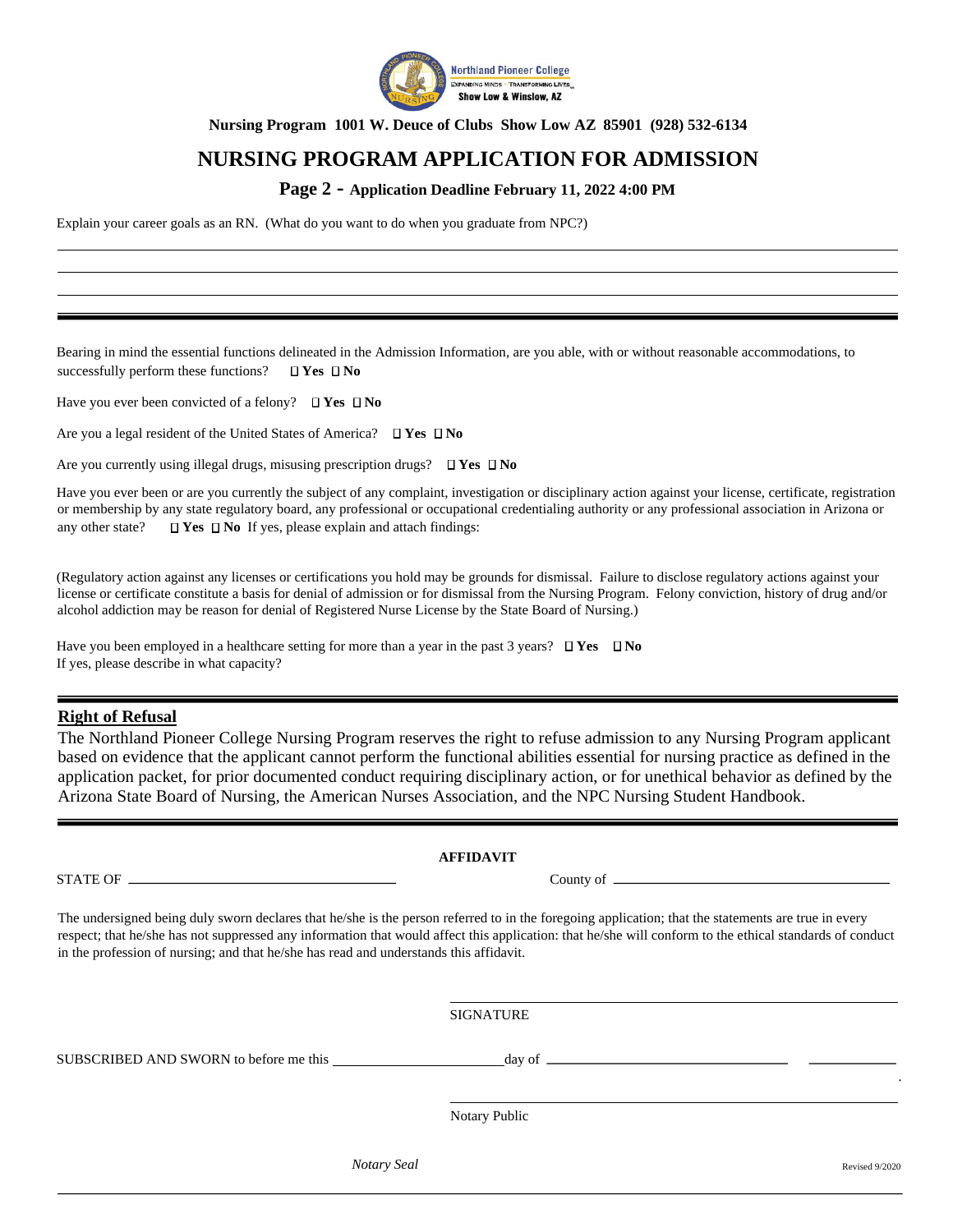Northland Pioneer College
EXPANDING MINDS · TRANSFORMING LIVES
Show Low & Winslow, AZ

**Nursing Program 1001 W. Deuce of Clubs Show Low AZ 85901 (928) 532-6134**

# NURSING PROGRAM APPLICATION FOR ADMISSION

## Page 2 - Application Deadline February 11, 2022 4:00 PM

Explain your career goals as an RN. (What do you want to do when you graduate from NPC?)

---

Bearing in mind the essential functions delineated in the Admission Information, are you able, with or without reasonable accommodations, to successfully perform these functions? ☐ **Yes** ☐ **No**

Have you ever been convicted of a felony? ☐ **Yes** ☐ **No**

Are you a legal resident of the United States of America? ☐ **Yes** ☐ **No**

Are you currently using illegal drugs, misusing prescription drugs? ☐ **Yes** ☐ **No**

Have you ever been or are you currently the subject of any complaint, investigation or disciplinary action against your license, certificate, registration or membership by any state regulatory board, any professional or occupational credentialing authority or any professional association in Arizona or any other state? ☐ **Yes** ☐ **No** If yes, please explain and attach findings:

(Regulatory action against any licenses or certifications you hold may be grounds for dismissal. Failure to disclose regulatory actions against your license or certificate constitute a basis for denial of admission or for dismissal from the Nursing Program. Felony conviction, history of drug and/or alcohol addiction may be reason for denial of Registered Nurse License by the State Board of Nursing.)

Have you been employed in a healthcare setting for more than a year in the past 3 years? ☐ **Yes** ☐ **No**
If yes, please describe in what capacity?

---

**Right of Refusal**

The Northland Pioneer College Nursing Program reserves the right to refuse admission to any Nursing Program applicant based on evidence that the applicant cannot perform the functional abilities essential for nursing practice as defined in the application packet, for prior documented conduct requiring disciplinary action, or for unethical behavior as defined by the Arizona State Board of Nursing, the American Nurses Association, and the NPC Nursing Student Handbook.

---

**AFFIDAVIT**

STATE OF ____________________ County of ____________________

The undersigned being duly sworn declares that he/she is the person referred to in the foregoing application; that the statements are true in every respect; that he/she has not suppressed any information that would affect this application: that he/she will conform to the ethical standards of conduct in the profession of nursing; and that he/she has read and understands this affidavit.

____________________
SIGNATURE

SUBSCRIBED AND SWORN to before me this ____________ day of ____________ ________.

____________________
Notary Public

*Notary Seal*

Revised 9/2020